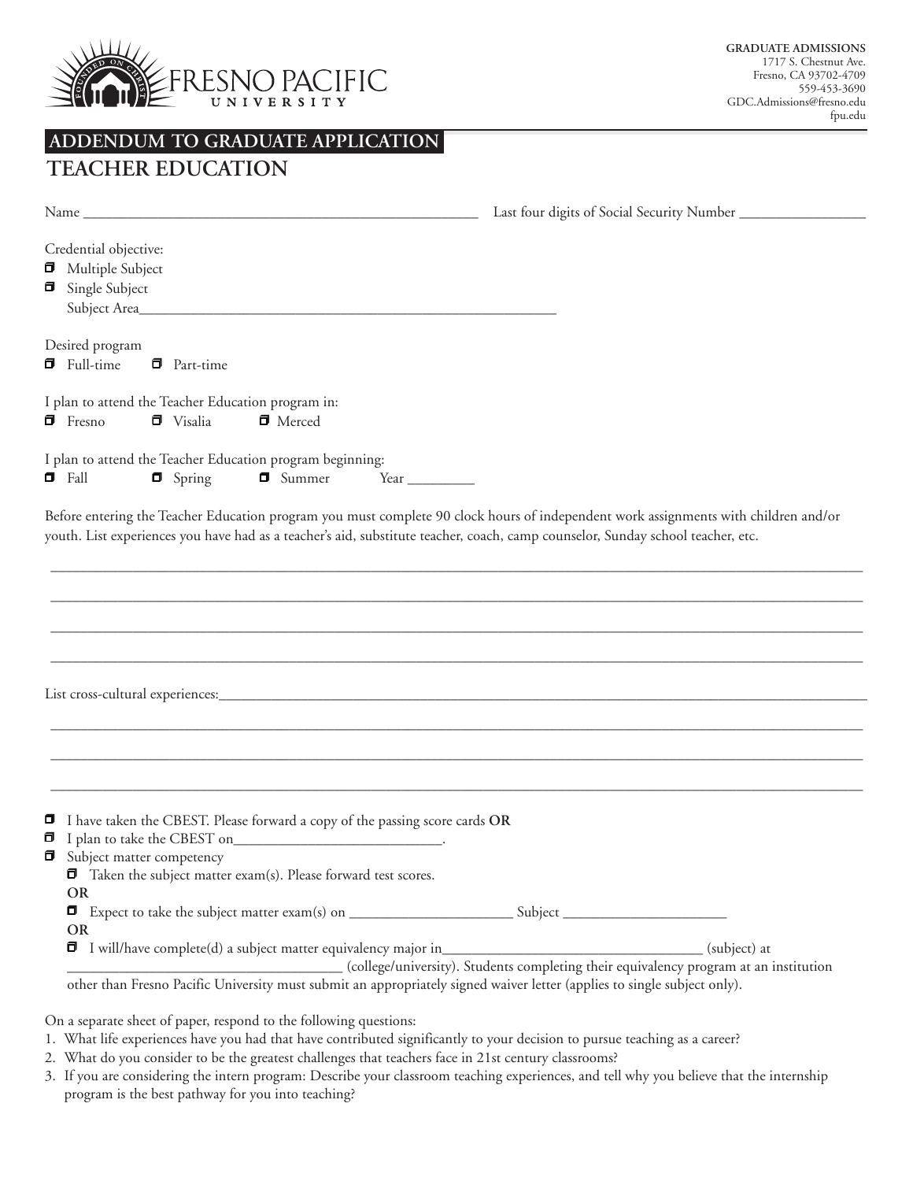FRESNO PACIFIC UNIVERSITY

**GRADUATE ADMISSIONS**
1717 S. Chestnut Ave.
Fresno, CA 93702-4709
559-453-3690
GDC.Admissions@fresno.edu
fpu.edu

## ADDENDUM TO GRADUATE APPLICATION

## TEACHER EDUCATION

Name ______________________________________________________ Last four digits of Social Security Number _________________

Credential objective:

- ☐ Multiple Subject
- ☐ Single Subject
  Subject Area_________________________________________________________

Desired program

☐ Full-time ☐ Part-time

I plan to attend the Teacher Education program in:

☐ Fresno ☐ Visalia ☐ Merced

I plan to attend the Teacher Education program beginning:

☐ Fall ☐ Spring ☐ Summer Year _________

Before entering the Teacher Education program you must complete 90 clock hours of independent work assignments with children and/or youth. List experiences you have had as a teacher's aid, substitute teacher, coach, camp counselor, Sunday school teacher, etc.

_______________________________________________________________________________________________________________

_______________________________________________________________________________________________________________

_______________________________________________________________________________________________________________

_______________________________________________________________________________________________________________

List cross-cultural experiences:________________________________________________________________________________

_______________________________________________________________________________________________________________

_______________________________________________________________________________________________________________

_______________________________________________________________________________________________________________

- ☐ I have taken the CBEST. Please forward a copy of the passing score cards **OR**
- ☐ I plan to take the CBEST on_____________________________.
- ☐ Subject matter competency
  - ☐ Taken the subject matter exam(s). Please forward test scores.

    **OR**
  - ☐ Expect to take the subject matter exam(s) on ______________________ Subject ______________________

    **OR**
  - ☐ I will/have complete(d) a subject matter equivalency major in____________________________________ (subject) at ______________________________________ (college/university). Students completing their equivalency program at an institution other than Fresno Pacific University must submit an appropriately signed waiver letter (applies to single subject only).

On a separate sheet of paper, respond to the following questions:

1. What life experiences have you had that have contributed significantly to your decision to pursue teaching as a career?
2. What do you consider to be the greatest challenges that teachers face in 21st century classrooms?
3. If you are considering the intern program: Describe your classroom teaching experiences, and tell why you believe that the internship program is the best pathway for you into teaching?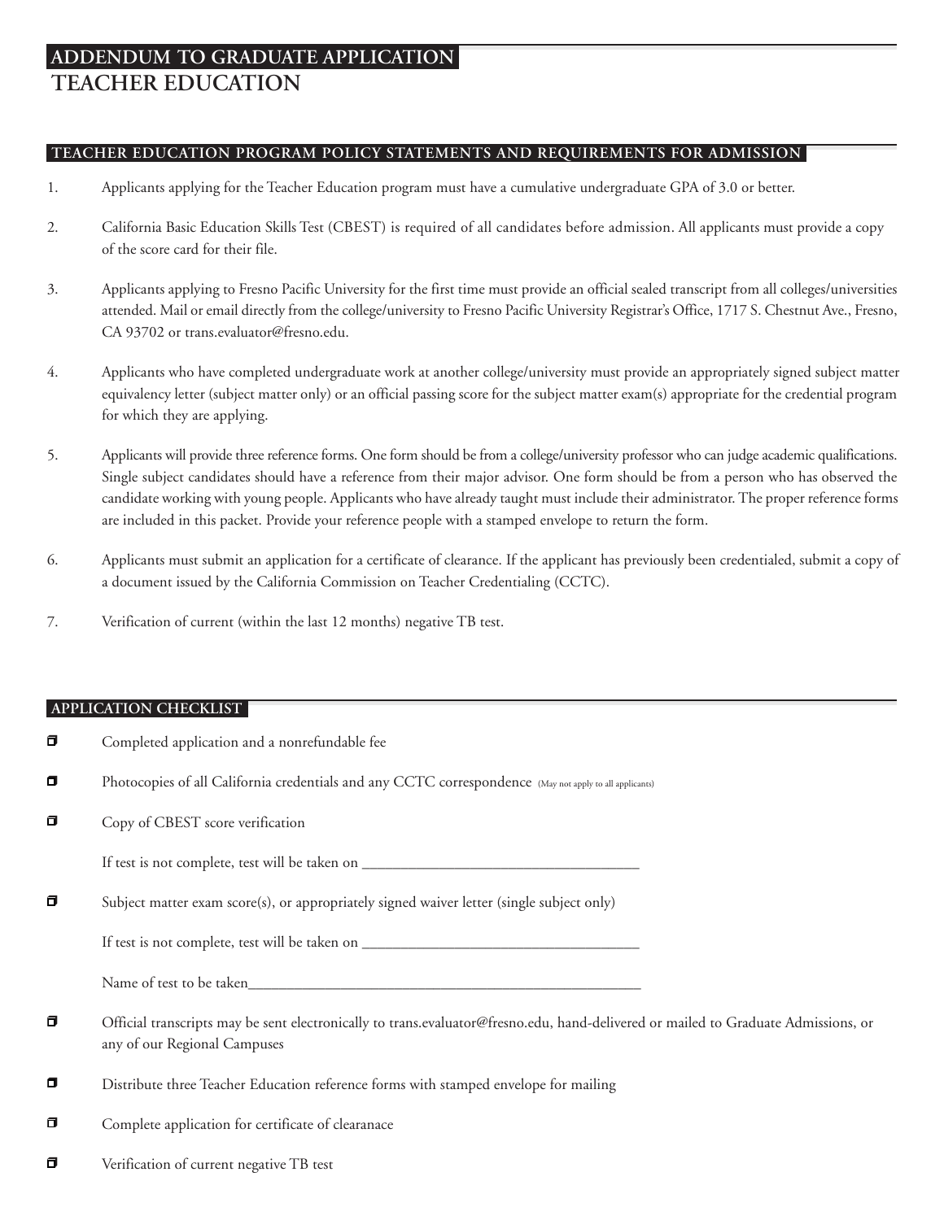# ADDENDUM TO GRADUATE APPLICATION
# TEACHER EDUCATION

## TEACHER EDUCATION PROGRAM POLICY STATEMENTS AND REQUIREMENTS FOR ADMISSION

1. Applicants applying for the Teacher Education program must have a cumulative undergraduate GPA of 3.0 or better.

2. California Basic Education Skills Test (CBEST) is required of all candidates before admission. All applicants must provide a copy of the score card for their file.

3. Applicants applying to Fresno Pacific University for the first time must provide an official sealed transcript from all colleges/universities attended. Mail or email directly from the college/university to Fresno Pacific University Registrar's Office, 1717 S. Chestnut Ave., Fresno, CA 93702 or trans.evaluator@fresno.edu.

4. Applicants who have completed undergraduate work at another college/university must provide an appropriately signed subject matter equivalency letter (subject matter only) or an official passing score for the subject matter exam(s) appropriate for the credential program for which they are applying.

5. Applicants will provide three reference forms. One form should be from a college/university professor who can judge academic qualifications. Single subject candidates should have a reference from their major advisor. One form should be from a person who has observed the candidate working with young people. Applicants who have already taught must include their administrator. The proper reference forms are included in this packet. Provide your reference people with a stamped envelope to return the form.

6. Applicants must submit an application for a certificate of clearance. If the applicant has previously been credentialed, submit a copy of a document issued by the California Commission on Teacher Credentialing (CCTC).

7. Verification of current (within the last 12 months) negative TB test.

## APPLICATION CHECKLIST

- ☐ Completed application and a nonrefundable fee
- ☐ Photocopies of all California credentials and any CCTC correspondence (May not apply to all applicants)
- ☐ Copy of CBEST score verification

  If test is not complete, test will be taken on ____________________________________

- ☐ Subject matter exam score(s), or appropriately signed waiver letter (single subject only)

  If test is not complete, test will be taken on ____________________________________

  Name of test to be taken____________________________________________________

- ☐ Official transcripts may be sent electronically to trans.evaluator@fresno.edu, hand-delivered or mailed to Graduate Admissions, or any of our Regional Campuses
- ☐ Distribute three Teacher Education reference forms with stamped envelope for mailing
- ☐ Complete application for certificate of clearanace
- ☐ Verification of current negative TB test